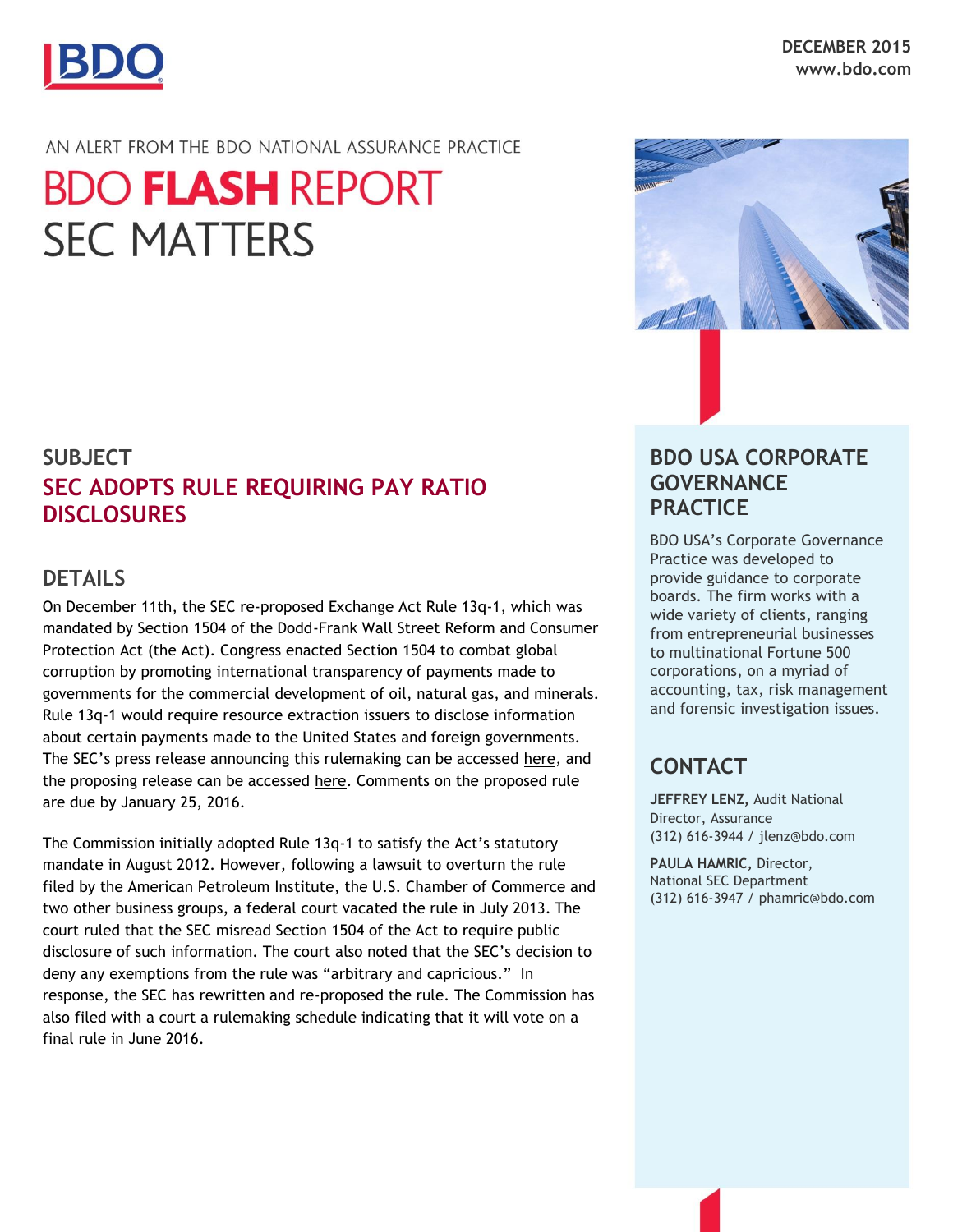DECEMBER 2015
www.bdo.com

AN ALERT FROM THE BDO NATIONAL ASSURANCE PRACTICE

# BDO **FLASH** REPORT
# SEC MATTERS

## SUBJECT

## SEC ADOPTS RULE REQUIRING PAY RATIO DISCLOSURES

## DETAILS

On December 11th, the SEC re-proposed Exchange Act Rule 13q-1, which was mandated by Section 1504 of the Dodd-Frank Wall Street Reform and Consumer Protection Act (the Act). Congress enacted Section 1504 to combat global corruption by promoting international transparency of payments made to governments for the commercial development of oil, natural gas, and minerals. Rule 13q-1 would require resource extraction issuers to disclose information about certain payments made to the United States and foreign governments. The SEC's press release announcing this rulemaking can be accessed here, and the proposing release can be accessed here. Comments on the proposed rule are due by January 25, 2016.

The Commission initially adopted Rule 13q-1 to satisfy the Act's statutory mandate in August 2012. However, following a lawsuit to overturn the rule filed by the American Petroleum Institute, the U.S. Chamber of Commerce and two other business groups, a federal court vacated the rule in July 2013. The court ruled that the SEC misread Section 1504 of the Act to require public disclosure of such information. The court also noted that the SEC's decision to deny any exemptions from the rule was "arbitrary and capricious." In response, the SEC has rewritten and re-proposed the rule. The Commission has also filed with a court a rulemaking schedule indicating that it will vote on a final rule in June 2016.

## BDO USA CORPORATE GOVERNANCE PRACTICE

BDO USA's Corporate Governance Practice was developed to provide guidance to corporate boards. The firm works with a wide variety of clients, ranging from entrepreneurial businesses to multinational Fortune 500 corporations, on a myriad of accounting, tax, risk management and forensic investigation issues.

## CONTACT

**JEFFREY LENZ,** Audit National Director, Assurance
(312) 616-3944 / jlenz@bdo.com

**PAULA HAMRIC,** Director, National SEC Department
(312) 616-3947 / phamric@bdo.com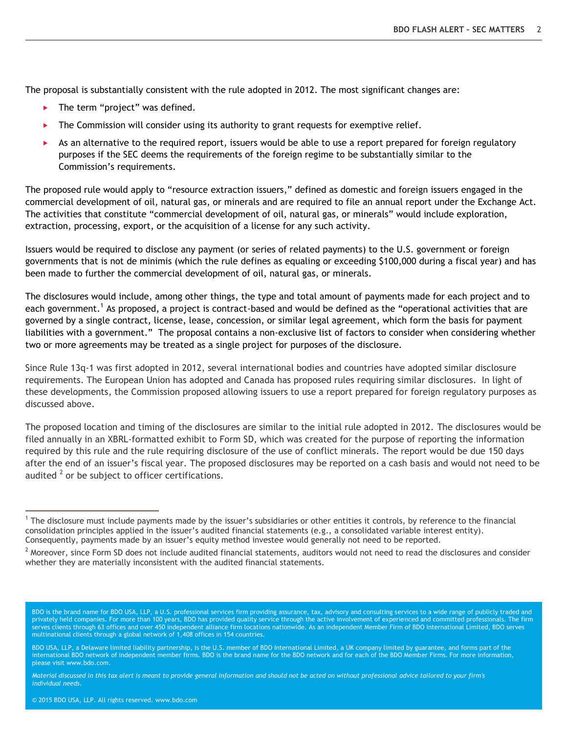The proposal is substantially consistent with the rule adopted in 2012. The most significant changes are:

- The term “project” was defined.
- The Commission will consider using its authority to grant requests for exemptive relief.
- As an alternative to the required report, issuers would be able to use a report prepared for foreign regulatory purposes if the SEC deems the requirements of the foreign regime to be substantially similar to the Commission’s requirements.

The proposed rule would apply to “resource extraction issuers,” defined as domestic and foreign issuers engaged in the commercial development of oil, natural gas, or minerals and are required to file an annual report under the Exchange Act. The activities that constitute “commercial development of oil, natural gas, or minerals” would include exploration, extraction, processing, export, or the acquisition of a license for any such activity.

Issuers would be required to disclose any payment (or series of related payments) to the U.S. government or foreign governments that is not de minimis (which the rule defines as equaling or exceeding $100,000 during a fiscal year) and has been made to further the commercial development of oil, natural gas, or minerals.

The disclosures would include, among other things, the type and total amount of payments made for each project and to each government.[1] As proposed, a project is contract-based and would be defined as the “operational activities that are governed by a single contract, license, lease, concession, or similar legal agreement, which form the basis for payment liabilities with a government.” The proposal contains a non-exclusive list of factors to consider when considering whether two or more agreements may be treated as a single project for purposes of the disclosure.

Since Rule 13q-1 was first adopted in 2012, several international bodies and countries have adopted similar disclosure requirements. The European Union has adopted and Canada has proposed rules requiring similar disclosures. In light of these developments, the Commission proposed allowing issuers to use a report prepared for foreign regulatory purposes as discussed above.

The proposed location and timing of the disclosures are similar to the initial rule adopted in 2012. The disclosures would be filed annually in an XBRL-formatted exhibit to Form SD, which was created for the purpose of reporting the information required by this rule and the rule requiring disclosure of the use of conflict minerals. The report would be due 150 days after the end of an issuer’s fiscal year. The proposed disclosures may be reported on a cash basis and would not need to be audited [2] or be subject to officer certifications.

---

[1] The disclosure must include payments made by the issuer’s subsidiaries or other entities it controls, by reference to the financial consolidation principles applied in the issuer’s audited financial statements (e.g., a consolidated variable interest entity). Consequently, payments made by an issuer’s equity method investee would generally not need to be reported.

[2] Moreover, since Form SD does not include audited financial statements, auditors would not need to read the disclosures and consider whether they are materially inconsistent with the audited financial statements.

BDO is the brand name for BDO USA, LLP, a U.S. professional services firm providing assurance, tax, advisory and consulting services to a wide range of publicly traded and privately held companies. For more than 100 years, BDO has provided quality service through the active involvement of experienced and committed professionals. The firm serves clients through 63 offices and over 450 independent alliance firm locations nationwide. As an independent Member Firm of BDO International Limited, BDO serves multinational clients through a global network of 1,408 offices in 154 countries.

BDO USA, LLP, a Delaware limited liability partnership, is the U.S. member of BDO International Limited, a UK company limited by guarantee, and forms part of the international BDO network of independent member firms. BDO is the brand name for the BDO network and for each of the BDO Member Firms. For more information, please visit www.bdo.com.

*Material discussed in this tax alert is meant to provide general information and should not be acted on without professional advice tailored to your firm's individual needs.*

© 2015 BDO USA, LLP. All rights reserved. www.bdo.com